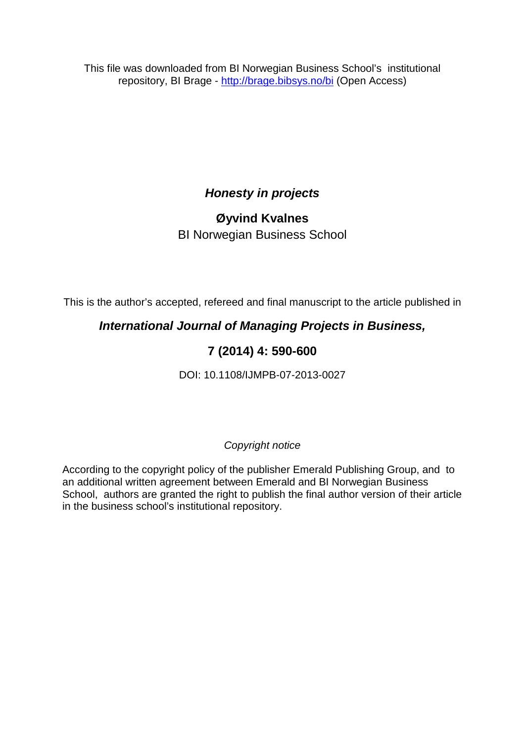This file was downloaded from BI Norwegian Business School's institutional repository, BI Brage - [http://brage.bibsys.no/bi](http://brage.bibsys.no/bi) (Open Access)

# *Honesty in projects*

**Øyvind Kvalnes**

BI Norwegian Business School

This is the author's accepted, refereed and final manuscript to the article published in

***International Journal of Managing Projects in Business,***

**7 (2014) 4: 590-600**

DOI: 10.1108/IJMPB-07-2013-0027

*Copyright notice*

According to the copyright policy of the publisher Emerald Publishing Group, and to an additional written agreement between Emerald and BI Norwegian Business School, authors are granted the right to publish the final author version of their article in the business school's institutional repository.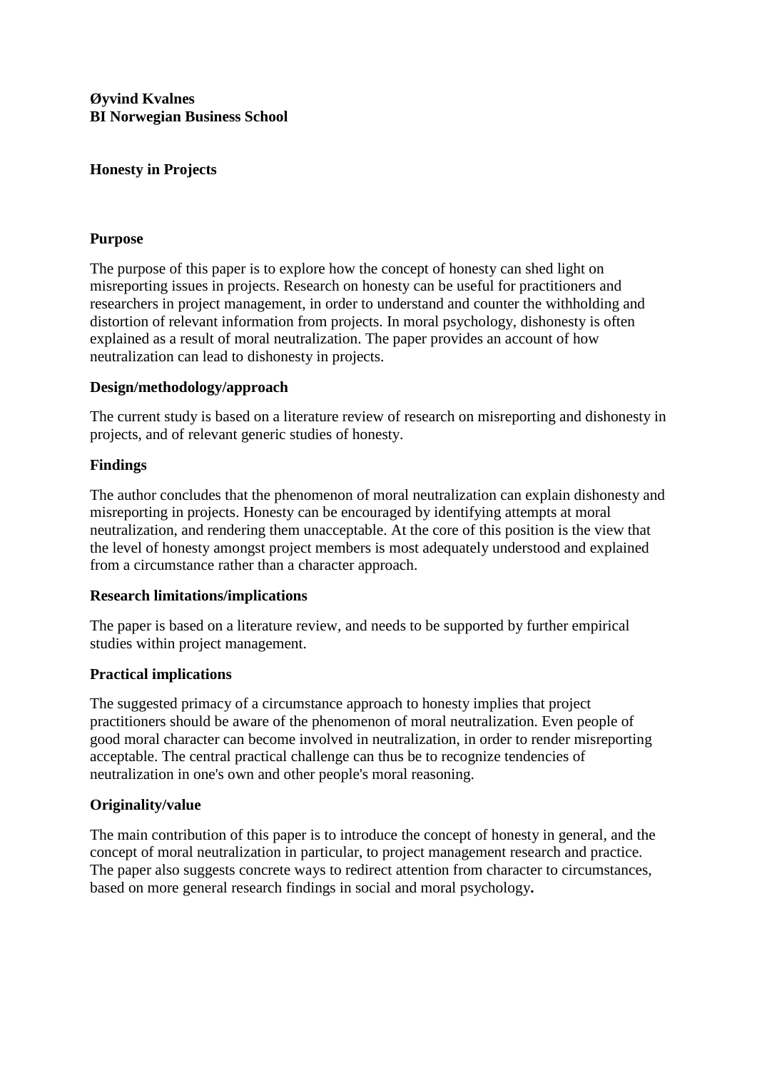**Øyvind Kvalnes**
**BI Norwegian Business School**

# Honesty in Projects

## Purpose

The purpose of this paper is to explore how the concept of honesty can shed light on misreporting issues in projects. Research on honesty can be useful for practitioners and researchers in project management, in order to understand and counter the withholding and distortion of relevant information from projects. In moral psychology, dishonesty is often explained as a result of moral neutralization. The paper provides an account of how neutralization can lead to dishonesty in projects.

## Design/methodology/approach

The current study is based on a literature review of research on misreporting and dishonesty in projects, and of relevant generic studies of honesty.

## Findings

The author concludes that the phenomenon of moral neutralization can explain dishonesty and misreporting in projects. Honesty can be encouraged by identifying attempts at moral neutralization, and rendering them unacceptable. At the core of this position is the view that the level of honesty amongst project members is most adequately understood and explained from a circumstance rather than a character approach.

## Research limitations/implications

The paper is based on a literature review, and needs to be supported by further empirical studies within project management.

## Practical implications

The suggested primacy of a circumstance approach to honesty implies that project practitioners should be aware of the phenomenon of moral neutralization. Even people of good moral character can become involved in neutralization, in order to render misreporting acceptable. The central practical challenge can thus be to recognize tendencies of neutralization in one's own and other people's moral reasoning.

## Originality/value

The main contribution of this paper is to introduce the concept of honesty in general, and the concept of moral neutralization in particular, to project management research and practice. The paper also suggests concrete ways to redirect attention from character to circumstances, based on more general research findings in social and moral psychology**.**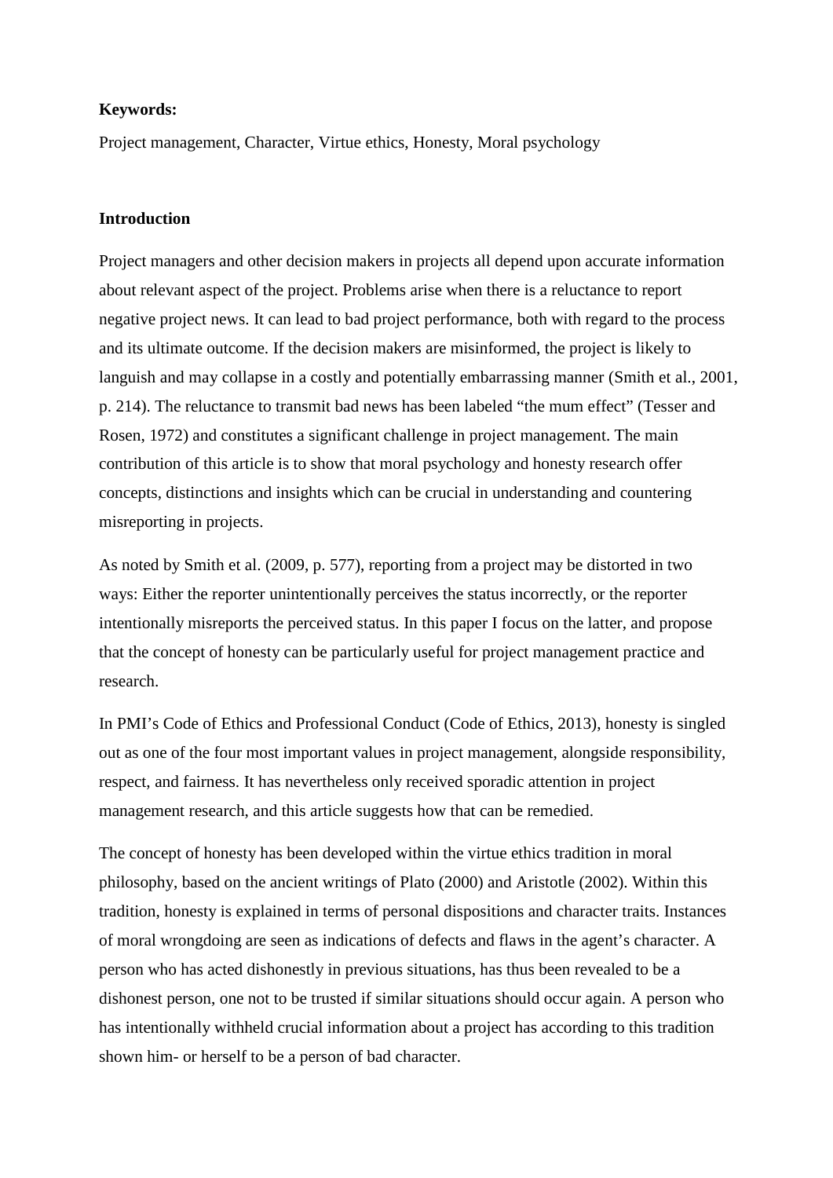**Keywords:**

Project management, Character, Virtue ethics, Honesty, Moral psychology

**Introduction**

Project managers and other decision makers in projects all depend upon accurate information about relevant aspect of the project. Problems arise when there is a reluctance to report negative project news. It can lead to bad project performance, both with regard to the process and its ultimate outcome. If the decision makers are misinformed, the project is likely to languish and may collapse in a costly and potentially embarrassing manner (Smith et al., 2001, p. 214). The reluctance to transmit bad news has been labeled "the mum effect" (Tesser and Rosen, 1972) and constitutes a significant challenge in project management. The main contribution of this article is to show that moral psychology and honesty research offer concepts, distinctions and insights which can be crucial in understanding and countering misreporting in projects.

As noted by Smith et al. (2009, p. 577), reporting from a project may be distorted in two ways: Either the reporter unintentionally perceives the status incorrectly, or the reporter intentionally misreports the perceived status. In this paper I focus on the latter, and propose that the concept of honesty can be particularly useful for project management practice and research.

In PMI's Code of Ethics and Professional Conduct (Code of Ethics, 2013), honesty is singled out as one of the four most important values in project management, alongside responsibility, respect, and fairness. It has nevertheless only received sporadic attention in project management research, and this article suggests how that can be remedied.

The concept of honesty has been developed within the virtue ethics tradition in moral philosophy, based on the ancient writings of Plato (2000) and Aristotle (2002). Within this tradition, honesty is explained in terms of personal dispositions and character traits. Instances of moral wrongdoing are seen as indications of defects and flaws in the agent's character. A person who has acted dishonestly in previous situations, has thus been revealed to be a dishonest person, one not to be trusted if similar situations should occur again. A person who has intentionally withheld crucial information about a project has according to this tradition shown him- or herself to be a person of bad character.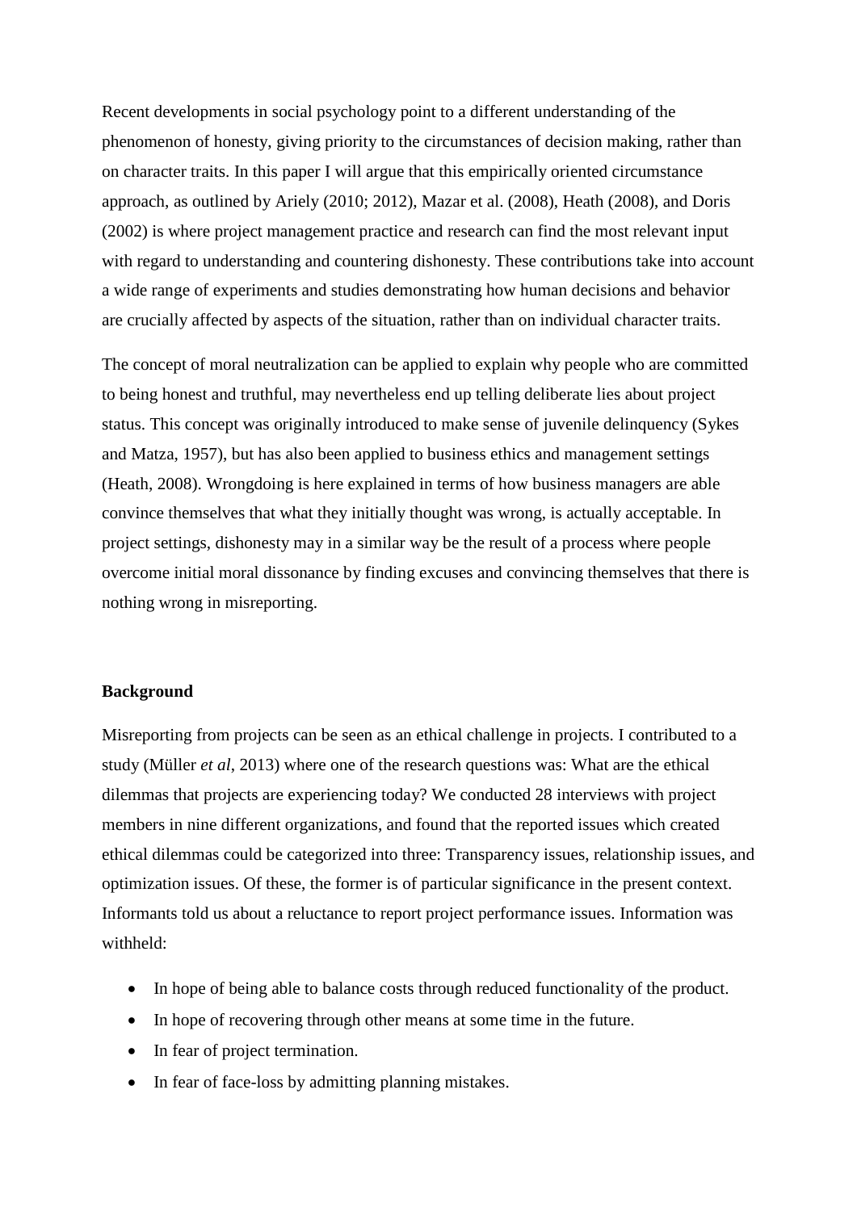Recent developments in social psychology point to a different understanding of the phenomenon of honesty, giving priority to the circumstances of decision making, rather than on character traits. In this paper I will argue that this empirically oriented circumstance approach, as outlined by Ariely (2010; 2012), Mazar et al. (2008), Heath (2008), and Doris (2002) is where project management practice and research can find the most relevant input with regard to understanding and countering dishonesty. These contributions take into account a wide range of experiments and studies demonstrating how human decisions and behavior are crucially affected by aspects of the situation, rather than on individual character traits.

The concept of moral neutralization can be applied to explain why people who are committed to being honest and truthful, may nevertheless end up telling deliberate lies about project status. This concept was originally introduced to make sense of juvenile delinquency (Sykes and Matza, 1957), but has also been applied to business ethics and management settings (Heath, 2008). Wrongdoing is here explained in terms of how business managers are able convince themselves that what they initially thought was wrong, is actually acceptable. In project settings, dishonesty may in a similar way be the result of a process where people overcome initial moral dissonance by finding excuses and convincing themselves that there is nothing wrong in misreporting.

## Background

Misreporting from projects can be seen as an ethical challenge in projects. I contributed to a study (Müller *et al*, 2013) where one of the research questions was: What are the ethical dilemmas that projects are experiencing today? We conducted 28 interviews with project members in nine different organizations, and found that the reported issues which created ethical dilemmas could be categorized into three: Transparency issues, relationship issues, and optimization issues. Of these, the former is of particular significance in the present context. Informants told us about a reluctance to report project performance issues. Information was withheld:

- In hope of being able to balance costs through reduced functionality of the product.
- In hope of recovering through other means at some time in the future.
- In fear of project termination.
- In fear of face-loss by admitting planning mistakes.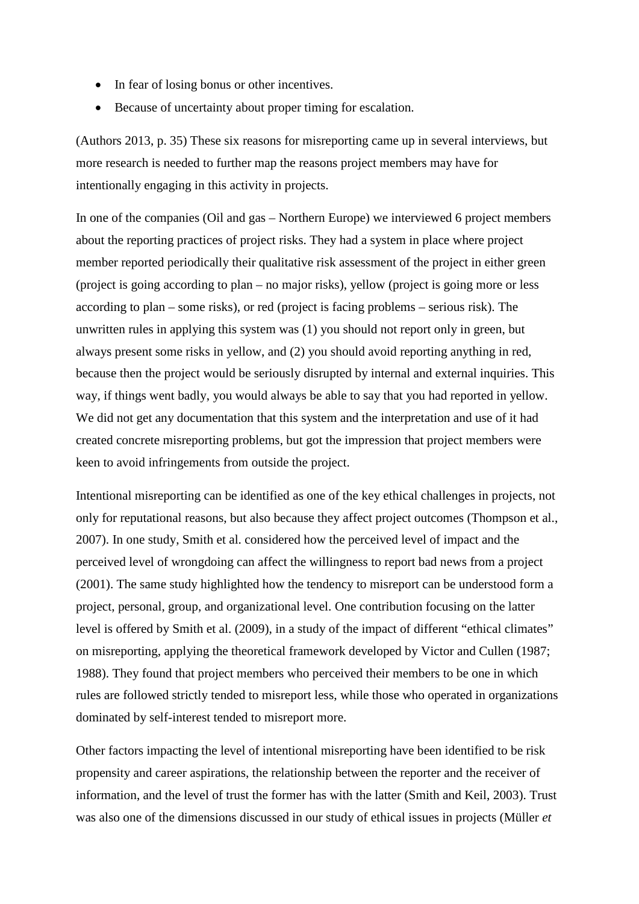- In fear of losing bonus or other incentives.
- Because of uncertainty about proper timing for escalation.

(Authors 2013, p. 35) These six reasons for misreporting came up in several interviews, but more research is needed to further map the reasons project members may have for intentionally engaging in this activity in projects.

In one of the companies (Oil and gas – Northern Europe) we interviewed 6 project members about the reporting practices of project risks. They had a system in place where project member reported periodically their qualitative risk assessment of the project in either green (project is going according to plan – no major risks), yellow (project is going more or less according to plan – some risks), or red (project is facing problems – serious risk). The unwritten rules in applying this system was (1) you should not report only in green, but always present some risks in yellow, and (2) you should avoid reporting anything in red, because then the project would be seriously disrupted by internal and external inquiries. This way, if things went badly, you would always be able to say that you had reported in yellow. We did not get any documentation that this system and the interpretation and use of it had created concrete misreporting problems, but got the impression that project members were keen to avoid infringements from outside the project.

Intentional misreporting can be identified as one of the key ethical challenges in projects, not only for reputational reasons, but also because they affect project outcomes (Thompson et al., 2007). In one study, Smith et al. considered how the perceived level of impact and the perceived level of wrongdoing can affect the willingness to report bad news from a project (2001). The same study highlighted how the tendency to misreport can be understood form a project, personal, group, and organizational level. One contribution focusing on the latter level is offered by Smith et al. (2009), in a study of the impact of different "ethical climates" on misreporting, applying the theoretical framework developed by Victor and Cullen (1987; 1988). They found that project members who perceived their members to be one in which rules are followed strictly tended to misreport less, while those who operated in organizations dominated by self-interest tended to misreport more.

Other factors impacting the level of intentional misreporting have been identified to be risk propensity and career aspirations, the relationship between the reporter and the receiver of information, and the level of trust the former has with the latter (Smith and Keil, 2003). Trust was also one of the dimensions discussed in our study of ethical issues in projects (Müller *et*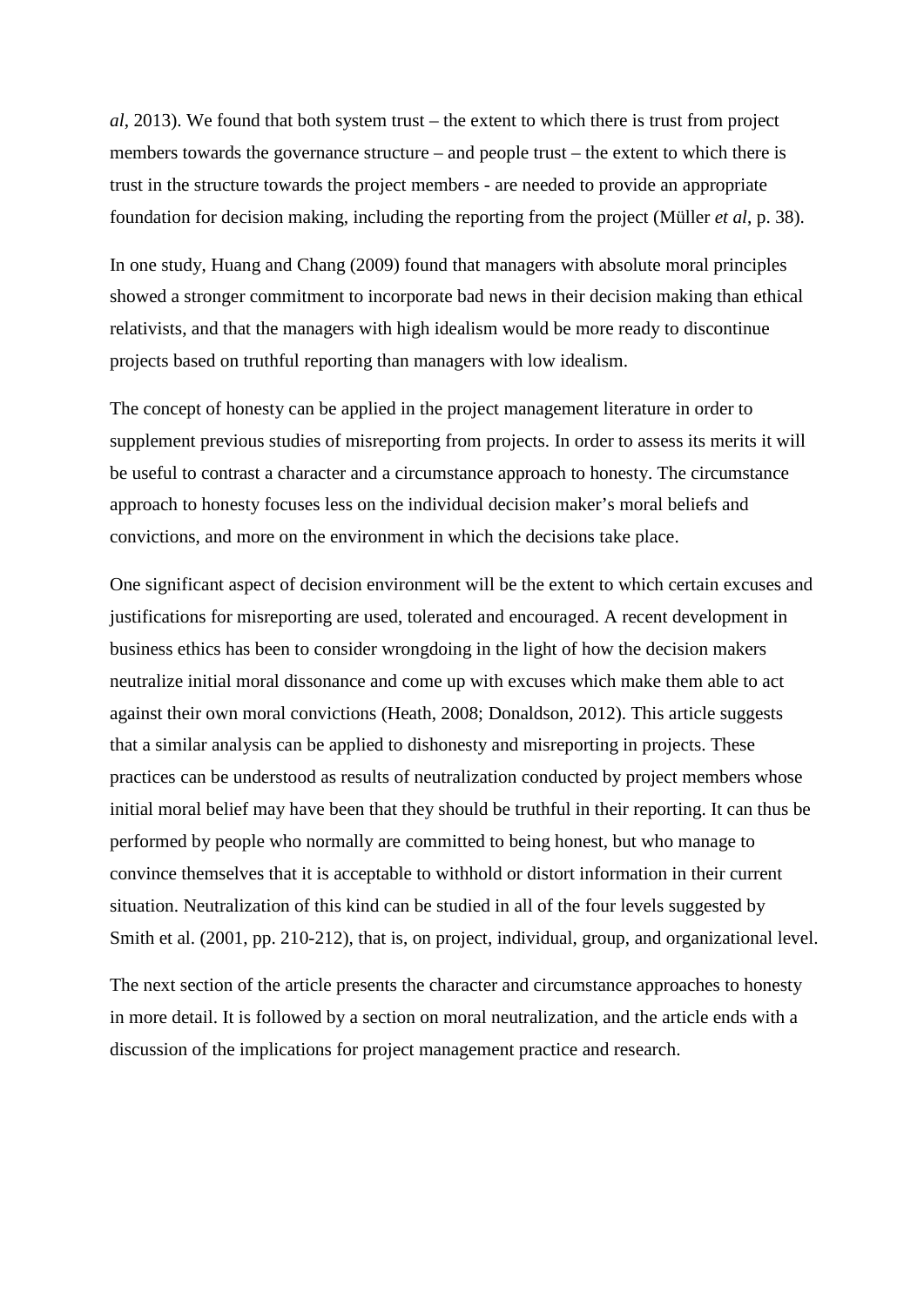*al*, 2013). We found that both system trust – the extent to which there is trust from project members towards the governance structure – and people trust – the extent to which there is trust in the structure towards the project members - are needed to provide an appropriate foundation for decision making, including the reporting from the project (Müller *et al*, p. 38).

In one study, Huang and Chang (2009) found that managers with absolute moral principles showed a stronger commitment to incorporate bad news in their decision making than ethical relativists, and that the managers with high idealism would be more ready to discontinue projects based on truthful reporting than managers with low idealism.

The concept of honesty can be applied in the project management literature in order to supplement previous studies of misreporting from projects. In order to assess its merits it will be useful to contrast a character and a circumstance approach to honesty. The circumstance approach to honesty focuses less on the individual decision maker's moral beliefs and convictions, and more on the environment in which the decisions take place.

One significant aspect of decision environment will be the extent to which certain excuses and justifications for misreporting are used, tolerated and encouraged. A recent development in business ethics has been to consider wrongdoing in the light of how the decision makers neutralize initial moral dissonance and come up with excuses which make them able to act against their own moral convictions (Heath, 2008; Donaldson, 2012). This article suggests that a similar analysis can be applied to dishonesty and misreporting in projects. These practices can be understood as results of neutralization conducted by project members whose initial moral belief may have been that they should be truthful in their reporting. It can thus be performed by people who normally are committed to being honest, but who manage to convince themselves that it is acceptable to withhold or distort information in their current situation. Neutralization of this kind can be studied in all of the four levels suggested by Smith et al. (2001, pp. 210-212), that is, on project, individual, group, and organizational level.

The next section of the article presents the character and circumstance approaches to honesty in more detail. It is followed by a section on moral neutralization, and the article ends with a discussion of the implications for project management practice and research.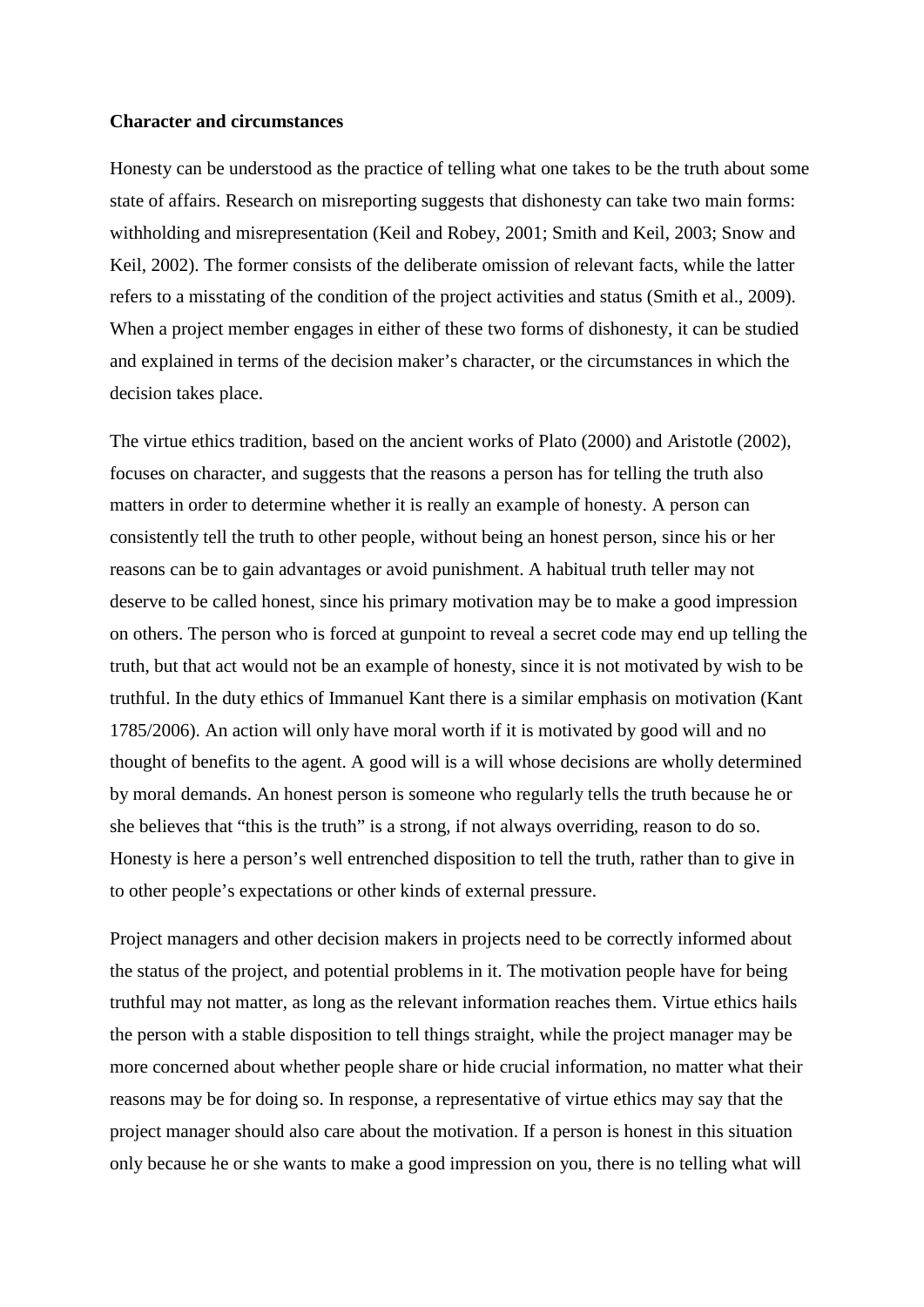**Character and circumstances**

Honesty can be understood as the practice of telling what one takes to be the truth about some state of affairs. Research on misreporting suggests that dishonesty can take two main forms: withholding and misrepresentation (Keil and Robey, 2001; Smith and Keil, 2003; Snow and Keil, 2002). The former consists of the deliberate omission of relevant facts, while the latter refers to a misstating of the condition of the project activities and status (Smith et al., 2009). When a project member engages in either of these two forms of dishonesty, it can be studied and explained in terms of the decision maker's character, or the circumstances in which the decision takes place.

The virtue ethics tradition, based on the ancient works of Plato (2000) and Aristotle (2002), focuses on character, and suggests that the reasons a person has for telling the truth also matters in order to determine whether it is really an example of honesty. A person can consistently tell the truth to other people, without being an honest person, since his or her reasons can be to gain advantages or avoid punishment. A habitual truth teller may not deserve to be called honest, since his primary motivation may be to make a good impression on others. The person who is forced at gunpoint to reveal a secret code may end up telling the truth, but that act would not be an example of honesty, since it is not motivated by wish to be truthful. In the duty ethics of Immanuel Kant there is a similar emphasis on motivation (Kant 1785/2006). An action will only have moral worth if it is motivated by good will and no thought of benefits to the agent. A good will is a will whose decisions are wholly determined by moral demands. An honest person is someone who regularly tells the truth because he or she believes that "this is the truth" is a strong, if not always overriding, reason to do so. Honesty is here a person's well entrenched disposition to tell the truth, rather than to give in to other people's expectations or other kinds of external pressure.

Project managers and other decision makers in projects need to be correctly informed about the status of the project, and potential problems in it. The motivation people have for being truthful may not matter, as long as the relevant information reaches them. Virtue ethics hails the person with a stable disposition to tell things straight, while the project manager may be more concerned about whether people share or hide crucial information, no matter what their reasons may be for doing so. In response, a representative of virtue ethics may say that the project manager should also care about the motivation. If a person is honest in this situation only because he or she wants to make a good impression on you, there is no telling what will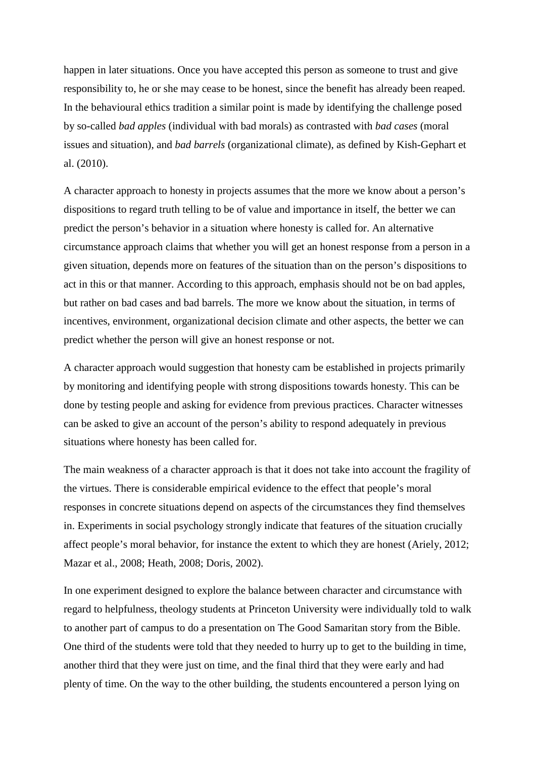happen in later situations. Once you have accepted this person as someone to trust and give responsibility to, he or she may cease to be honest, since the benefit has already been reaped. In the behavioural ethics tradition a similar point is made by identifying the challenge posed by so-called *bad apples* (individual with bad morals) as contrasted with *bad cases* (moral issues and situation), and *bad barrels* (organizational climate), as defined by Kish-Gephart et al. (2010).

A character approach to honesty in projects assumes that the more we know about a person's dispositions to regard truth telling to be of value and importance in itself, the better we can predict the person's behavior in a situation where honesty is called for. An alternative circumstance approach claims that whether you will get an honest response from a person in a given situation, depends more on features of the situation than on the person's dispositions to act in this or that manner. According to this approach, emphasis should not be on bad apples, but rather on bad cases and bad barrels. The more we know about the situation, in terms of incentives, environment, organizational decision climate and other aspects, the better we can predict whether the person will give an honest response or not.

A character approach would suggestion that honesty cam be established in projects primarily by monitoring and identifying people with strong dispositions towards honesty. This can be done by testing people and asking for evidence from previous practices. Character witnesses can be asked to give an account of the person's ability to respond adequately in previous situations where honesty has been called for.

The main weakness of a character approach is that it does not take into account the fragility of the virtues. There is considerable empirical evidence to the effect that people's moral responses in concrete situations depend on aspects of the circumstances they find themselves in. Experiments in social psychology strongly indicate that features of the situation crucially affect people's moral behavior, for instance the extent to which they are honest (Ariely, 2012; Mazar et al., 2008; Heath, 2008; Doris, 2002).

In one experiment designed to explore the balance between character and circumstance with regard to helpfulness, theology students at Princeton University were individually told to walk to another part of campus to do a presentation on The Good Samaritan story from the Bible. One third of the students were told that they needed to hurry up to get to the building in time, another third that they were just on time, and the final third that they were early and had plenty of time. On the way to the other building, the students encountered a person lying on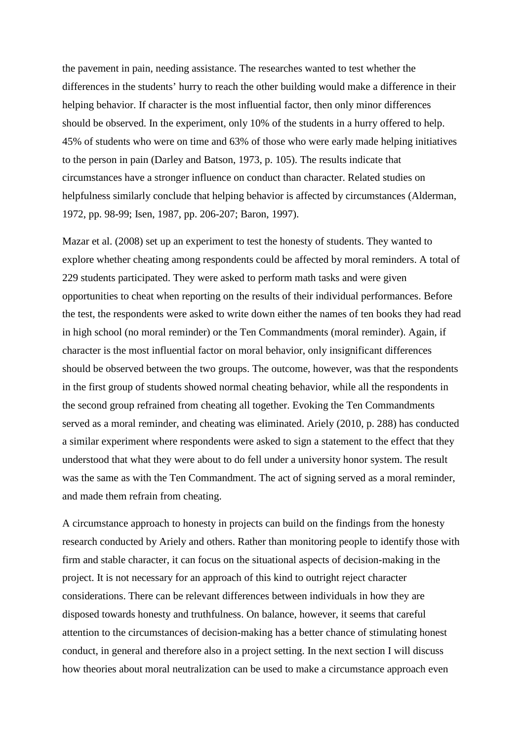the pavement in pain, needing assistance. The researches wanted to test whether the differences in the students' hurry to reach the other building would make a difference in their helping behavior. If character is the most influential factor, then only minor differences should be observed. In the experiment, only 10% of the students in a hurry offered to help. 45% of students who were on time and 63% of those who were early made helping initiatives to the person in pain (Darley and Batson, 1973, p. 105). The results indicate that circumstances have a stronger influence on conduct than character. Related studies on helpfulness similarly conclude that helping behavior is affected by circumstances (Alderman, 1972, pp. 98-99; Isen, 1987, pp. 206-207; Baron, 1997).

Mazar et al. (2008) set up an experiment to test the honesty of students. They wanted to explore whether cheating among respondents could be affected by moral reminders. A total of 229 students participated. They were asked to perform math tasks and were given opportunities to cheat when reporting on the results of their individual performances. Before the test, the respondents were asked to write down either the names of ten books they had read in high school (no moral reminder) or the Ten Commandments (moral reminder). Again, if character is the most influential factor on moral behavior, only insignificant differences should be observed between the two groups. The outcome, however, was that the respondents in the first group of students showed normal cheating behavior, while all the respondents in the second group refrained from cheating all together. Evoking the Ten Commandments served as a moral reminder, and cheating was eliminated. Ariely (2010, p. 288) has conducted a similar experiment where respondents were asked to sign a statement to the effect that they understood that what they were about to do fell under a university honor system. The result was the same as with the Ten Commandment. The act of signing served as a moral reminder, and made them refrain from cheating.

A circumstance approach to honesty in projects can build on the findings from the honesty research conducted by Ariely and others. Rather than monitoring people to identify those with firm and stable character, it can focus on the situational aspects of decision-making in the project. It is not necessary for an approach of this kind to outright reject character considerations. There can be relevant differences between individuals in how they are disposed towards honesty and truthfulness. On balance, however, it seems that careful attention to the circumstances of decision-making has a better chance of stimulating honest conduct, in general and therefore also in a project setting. In the next section I will discuss how theories about moral neutralization can be used to make a circumstance approach even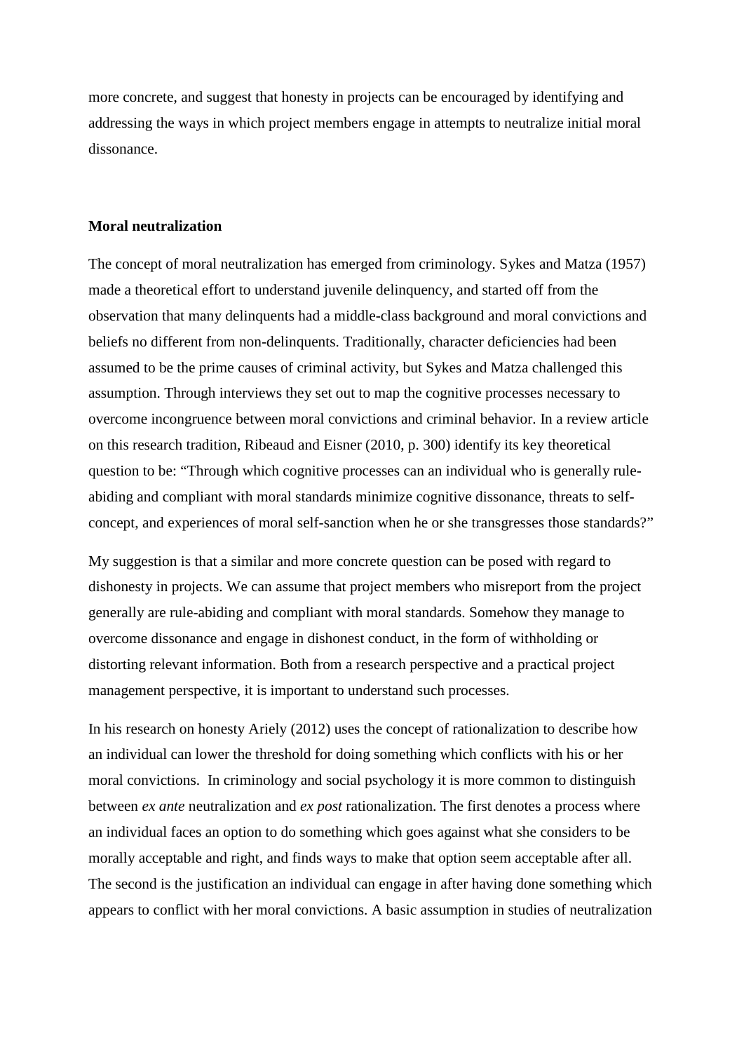more concrete, and suggest that honesty in projects can be encouraged by identifying and addressing the ways in which project members engage in attempts to neutralize initial moral dissonance.

## Moral neutralization

The concept of moral neutralization has emerged from criminology. Sykes and Matza (1957) made a theoretical effort to understand juvenile delinquency, and started off from the observation that many delinquents had a middle-class background and moral convictions and beliefs no different from non-delinquents. Traditionally, character deficiencies had been assumed to be the prime causes of criminal activity, but Sykes and Matza challenged this assumption. Through interviews they set out to map the cognitive processes necessary to overcome incongruence between moral convictions and criminal behavior. In a review article on this research tradition, Ribeaud and Eisner (2010, p. 300) identify its key theoretical question to be: "Through which cognitive processes can an individual who is generally rule-abiding and compliant with moral standards minimize cognitive dissonance, threats to self-concept, and experiences of moral self-sanction when he or she transgresses those standards?"

My suggestion is that a similar and more concrete question can be posed with regard to dishonesty in projects. We can assume that project members who misreport from the project generally are rule-abiding and compliant with moral standards. Somehow they manage to overcome dissonance and engage in dishonest conduct, in the form of withholding or distorting relevant information. Both from a research perspective and a practical project management perspective, it is important to understand such processes.

In his research on honesty Ariely (2012) uses the concept of rationalization to describe how an individual can lower the threshold for doing something which conflicts with his or her moral convictions. In criminology and social psychology it is more common to distinguish between *ex ante* neutralization and *ex post* rationalization. The first denotes a process where an individual faces an option to do something which goes against what she considers to be morally acceptable and right, and finds ways to make that option seem acceptable after all. The second is the justification an individual can engage in after having done something which appears to conflict with her moral convictions. A basic assumption in studies of neutralization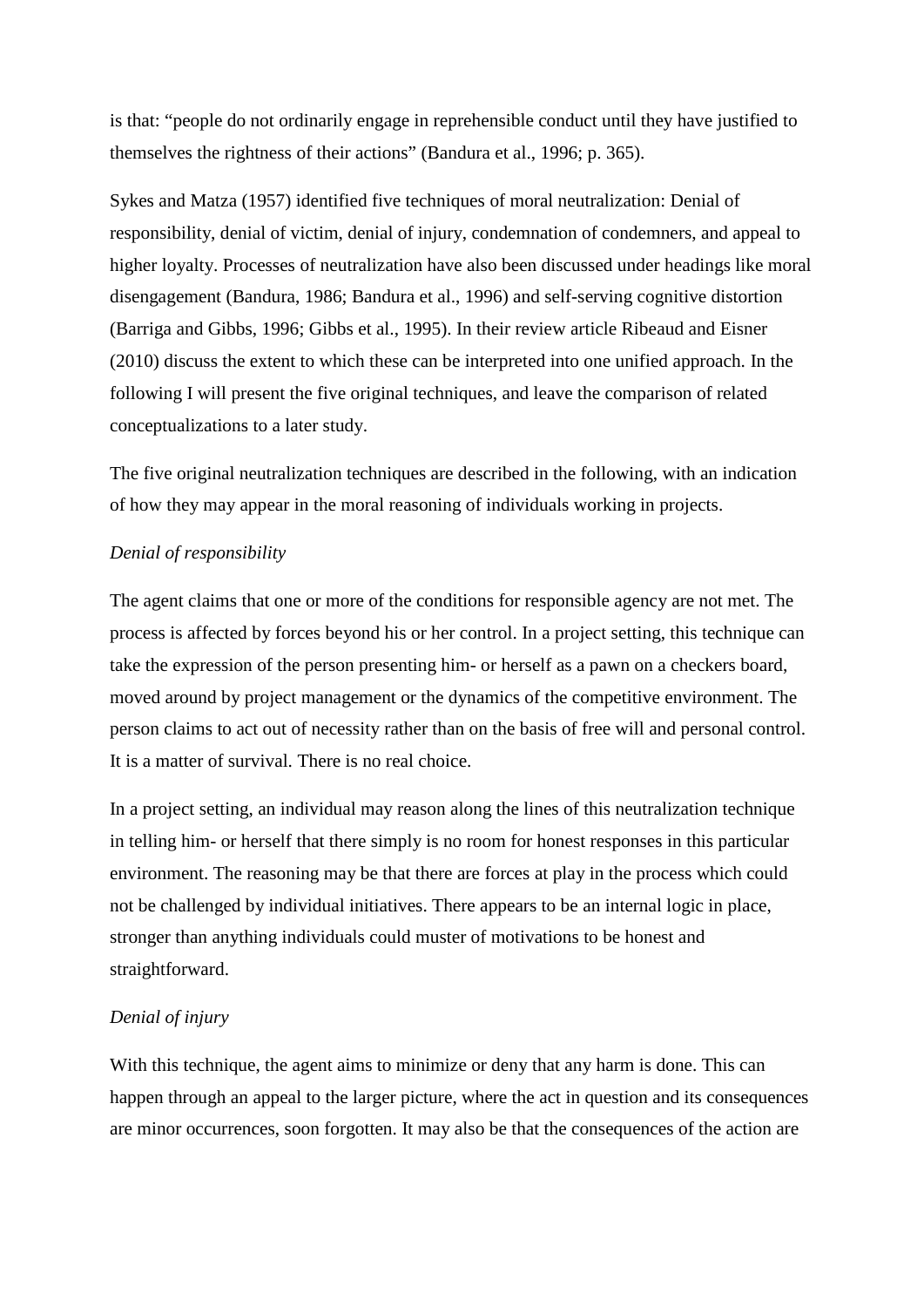is that: "people do not ordinarily engage in reprehensible conduct until they have justified to themselves the rightness of their actions" (Bandura et al., 1996; p. 365).

Sykes and Matza (1957) identified five techniques of moral neutralization: Denial of responsibility, denial of victim, denial of injury, condemnation of condemners, and appeal to higher loyalty. Processes of neutralization have also been discussed under headings like moral disengagement (Bandura, 1986; Bandura et al., 1996) and self-serving cognitive distortion (Barriga and Gibbs, 1996; Gibbs et al., 1995). In their review article Ribeaud and Eisner (2010) discuss the extent to which these can be interpreted into one unified approach. In the following I will present the five original techniques, and leave the comparison of related conceptualizations to a later study.

The five original neutralization techniques are described in the following, with an indication of how they may appear in the moral reasoning of individuals working in projects.

*Denial of responsibility*

The agent claims that one or more of the conditions for responsible agency are not met. The process is affected by forces beyond his or her control. In a project setting, this technique can take the expression of the person presenting him- or herself as a pawn on a checkers board, moved around by project management or the dynamics of the competitive environment. The person claims to act out of necessity rather than on the basis of free will and personal control. It is a matter of survival. There is no real choice.

In a project setting, an individual may reason along the lines of this neutralization technique in telling him- or herself that there simply is no room for honest responses in this particular environment. The reasoning may be that there are forces at play in the process which could not be challenged by individual initiatives. There appears to be an internal logic in place, stronger than anything individuals could muster of motivations to be honest and straightforward.

*Denial of injury*

With this technique, the agent aims to minimize or deny that any harm is done. This can happen through an appeal to the larger picture, where the act in question and its consequences are minor occurrences, soon forgotten. It may also be that the consequences of the action are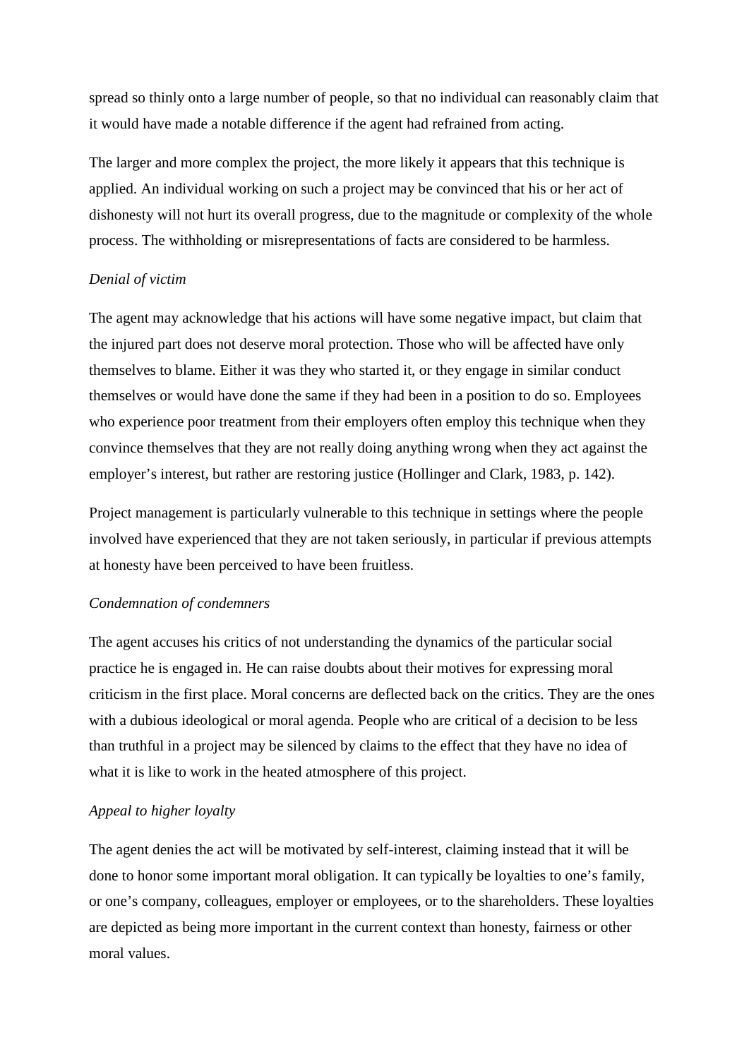spread so thinly onto a large number of people, so that no individual can reasonably claim that it would have made a notable difference if the agent had refrained from acting.

The larger and more complex the project, the more likely it appears that this technique is applied. An individual working on such a project may be convinced that his or her act of dishonesty will not hurt its overall progress, due to the magnitude or complexity of the whole process. The withholding or misrepresentations of facts are considered to be harmless.

*Denial of victim*

The agent may acknowledge that his actions will have some negative impact, but claim that the injured part does not deserve moral protection. Those who will be affected have only themselves to blame. Either it was they who started it, or they engage in similar conduct themselves or would have done the same if they had been in a position to do so. Employees who experience poor treatment from their employers often employ this technique when they convince themselves that they are not really doing anything wrong when they act against the employer's interest, but rather are restoring justice (Hollinger and Clark, 1983, p. 142).

Project management is particularly vulnerable to this technique in settings where the people involved have experienced that they are not taken seriously, in particular if previous attempts at honesty have been perceived to have been fruitless.

*Condemnation of condemners*

The agent accuses his critics of not understanding the dynamics of the particular social practice he is engaged in. He can raise doubts about their motives for expressing moral criticism in the first place. Moral concerns are deflected back on the critics. They are the ones with a dubious ideological or moral agenda. People who are critical of a decision to be less than truthful in a project may be silenced by claims to the effect that they have no idea of what it is like to work in the heated atmosphere of this project.

*Appeal to higher loyalty*

The agent denies the act will be motivated by self-interest, claiming instead that it will be done to honor some important moral obligation. It can typically be loyalties to one's family, or one's company, colleagues, employer or employees, or to the shareholders. These loyalties are depicted as being more important in the current context than honesty, fairness or other moral values.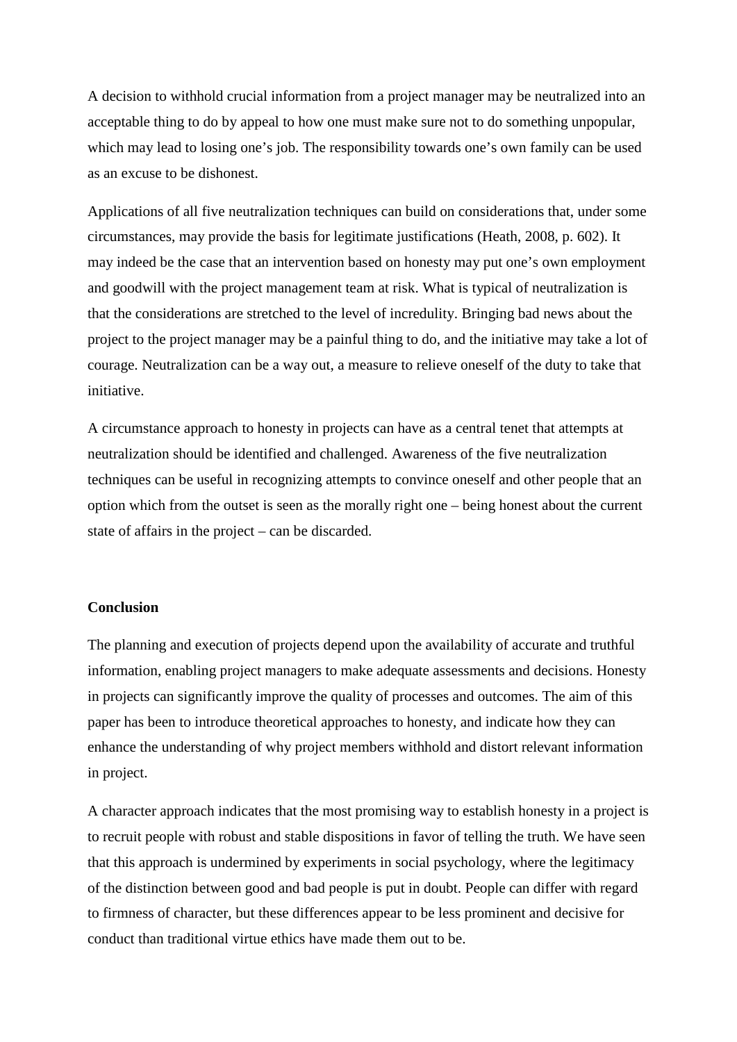A decision to withhold crucial information from a project manager may be neutralized into an acceptable thing to do by appeal to how one must make sure not to do something unpopular, which may lead to losing one's job. The responsibility towards one's own family can be used as an excuse to be dishonest.

Applications of all five neutralization techniques can build on considerations that, under some circumstances, may provide the basis for legitimate justifications (Heath, 2008, p. 602). It may indeed be the case that an intervention based on honesty may put one's own employment and goodwill with the project management team at risk. What is typical of neutralization is that the considerations are stretched to the level of incredulity. Bringing bad news about the project to the project manager may be a painful thing to do, and the initiative may take a lot of courage. Neutralization can be a way out, a measure to relieve oneself of the duty to take that initiative.

A circumstance approach to honesty in projects can have as a central tenet that attempts at neutralization should be identified and challenged. Awareness of the five neutralization techniques can be useful in recognizing attempts to convince oneself and other people that an option which from the outset is seen as the morally right one – being honest about the current state of affairs in the project – can be discarded.

## Conclusion

The planning and execution of projects depend upon the availability of accurate and truthful information, enabling project managers to make adequate assessments and decisions. Honesty in projects can significantly improve the quality of processes and outcomes. The aim of this paper has been to introduce theoretical approaches to honesty, and indicate how they can enhance the understanding of why project members withhold and distort relevant information in project.

A character approach indicates that the most promising way to establish honesty in a project is to recruit people with robust and stable dispositions in favor of telling the truth. We have seen that this approach is undermined by experiments in social psychology, where the legitimacy of the distinction between good and bad people is put in doubt. People can differ with regard to firmness of character, but these differences appear to be less prominent and decisive for conduct than traditional virtue ethics have made them out to be.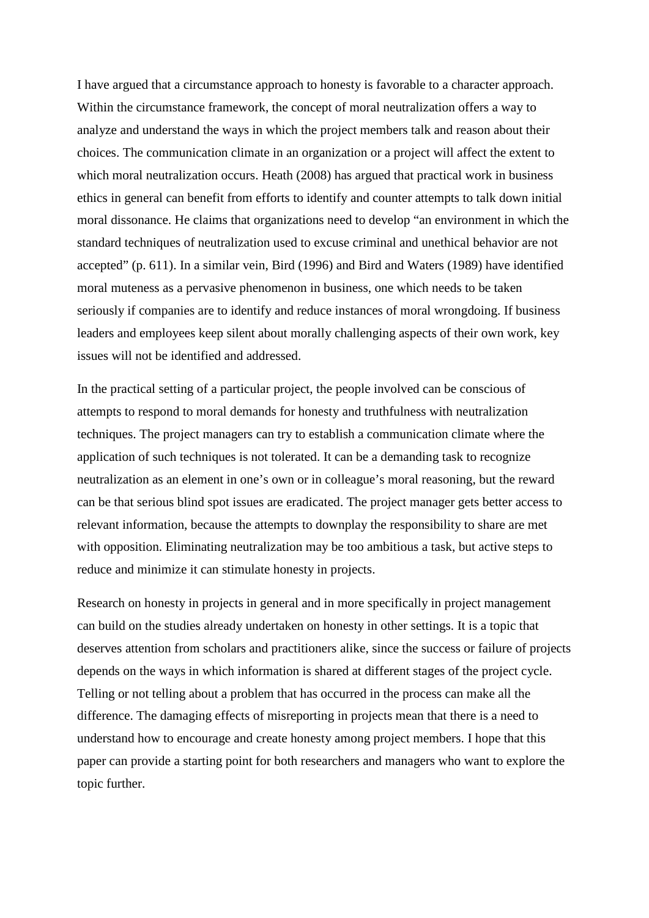I have argued that a circumstance approach to honesty is favorable to a character approach. Within the circumstance framework, the concept of moral neutralization offers a way to analyze and understand the ways in which the project members talk and reason about their choices. The communication climate in an organization or a project will affect the extent to which moral neutralization occurs. Heath (2008) has argued that practical work in business ethics in general can benefit from efforts to identify and counter attempts to talk down initial moral dissonance. He claims that organizations need to develop "an environment in which the standard techniques of neutralization used to excuse criminal and unethical behavior are not accepted" (p. 611). In a similar vein, Bird (1996) and Bird and Waters (1989) have identified moral muteness as a pervasive phenomenon in business, one which needs to be taken seriously if companies are to identify and reduce instances of moral wrongdoing. If business leaders and employees keep silent about morally challenging aspects of their own work, key issues will not be identified and addressed.

In the practical setting of a particular project, the people involved can be conscious of attempts to respond to moral demands for honesty and truthfulness with neutralization techniques. The project managers can try to establish a communication climate where the application of such techniques is not tolerated. It can be a demanding task to recognize neutralization as an element in one's own or in colleague's moral reasoning, but the reward can be that serious blind spot issues are eradicated. The project manager gets better access to relevant information, because the attempts to downplay the responsibility to share are met with opposition. Eliminating neutralization may be too ambitious a task, but active steps to reduce and minimize it can stimulate honesty in projects.

Research on honesty in projects in general and in more specifically in project management can build on the studies already undertaken on honesty in other settings. It is a topic that deserves attention from scholars and practitioners alike, since the success or failure of projects depends on the ways in which information is shared at different stages of the project cycle. Telling or not telling about a problem that has occurred in the process can make all the difference. The damaging effects of misreporting in projects mean that there is a need to understand how to encourage and create honesty among project members. I hope that this paper can provide a starting point for both researchers and managers who want to explore the topic further.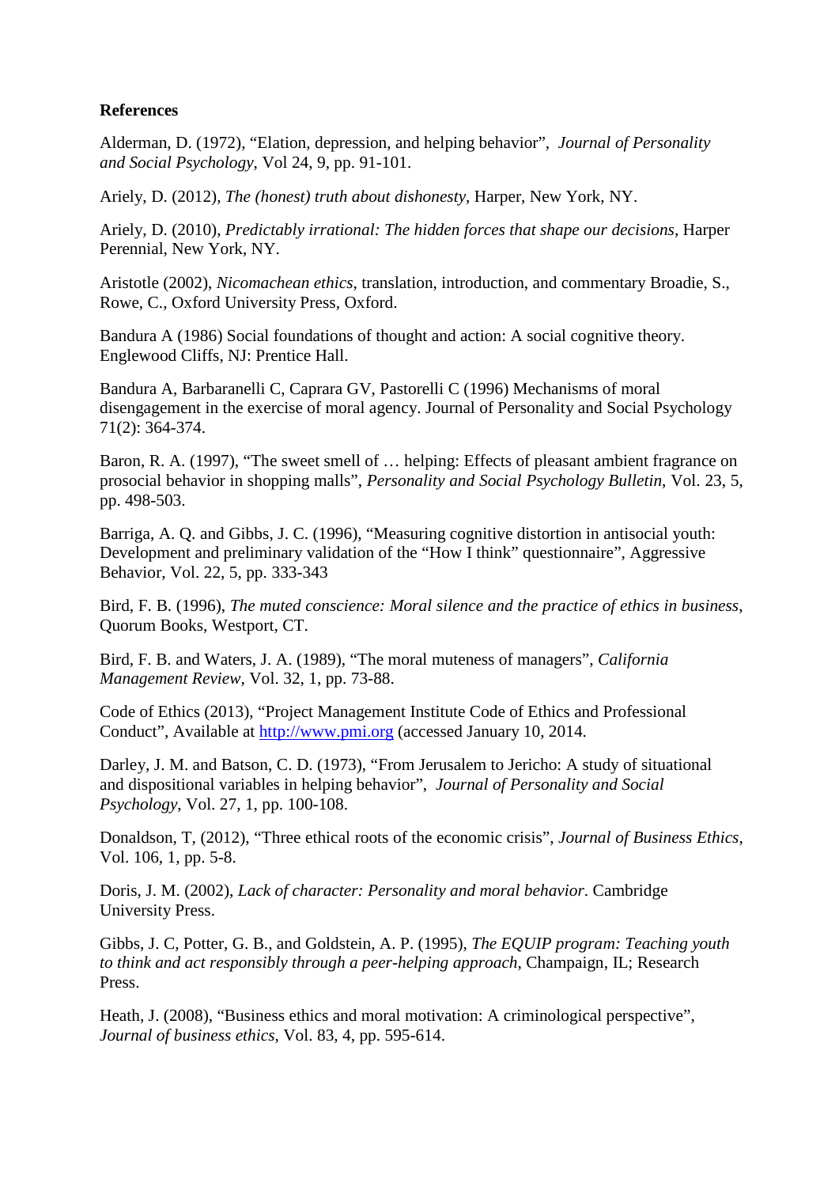**References**

Alderman, D. (1972), "Elation, depression, and helping behavior", *Journal of Personality and Social Psychology*, Vol 24, 9, pp. 91-101.

Ariely, D. (2012), *The (honest) truth about dishonesty*, Harper, New York, NY.

Ariely, D. (2010), *Predictably irrational: The hidden forces that shape our decisions*, Harper Perennial, New York, NY.

Aristotle (2002), *Nicomachean ethics*, translation, introduction, and commentary Broadie, S., Rowe, C., Oxford University Press, Oxford.

Bandura A (1986) Social foundations of thought and action: A social cognitive theory. Englewood Cliffs, NJ: Prentice Hall.

Bandura A, Barbaranelli C, Caprara GV, Pastorelli C (1996) Mechanisms of moral disengagement in the exercise of moral agency. Journal of Personality and Social Psychology 71(2): 364-374.

Baron, R. A. (1997), "The sweet smell of … helping: Effects of pleasant ambient fragrance on prosocial behavior in shopping malls", *Personality and Social Psychology Bulletin*, Vol. 23, 5, pp. 498-503.

Barriga, A. Q. and Gibbs, J. C. (1996), "Measuring cognitive distortion in antisocial youth: Development and preliminary validation of the "How I think" questionnaire", Aggressive Behavior, Vol. 22, 5, pp. 333-343

Bird, F. B. (1996), *The muted conscience: Moral silence and the practice of ethics in business*, Quorum Books, Westport, CT.

Bird, F. B. and Waters, J. A. (1989), "The moral muteness of managers", *California Management Review*, Vol. 32, 1, pp. 73-88.

Code of Ethics (2013), "Project Management Institute Code of Ethics and Professional Conduct", Available at http://www.pmi.org (accessed January 10, 2014.

Darley, J. M. and Batson, C. D. (1973), "From Jerusalem to Jericho: A study of situational and dispositional variables in helping behavior", *Journal of Personality and Social Psychology*, Vol. 27, 1, pp. 100-108.

Donaldson, T, (2012), "Three ethical roots of the economic crisis", *Journal of Business Ethics*, Vol. 106, 1, pp. 5-8.

Doris, J. M. (2002), *Lack of character: Personality and moral behavior*. Cambridge University Press.

Gibbs, J. C, Potter, G. B., and Goldstein, A. P. (1995), *The EQUIP program: Teaching youth to think and act responsibly through a peer-helping approach*, Champaign, IL; Research Press.

Heath, J. (2008), "Business ethics and moral motivation: A criminological perspective", *Journal of business ethics*, Vol. 83, 4, pp. 595-614.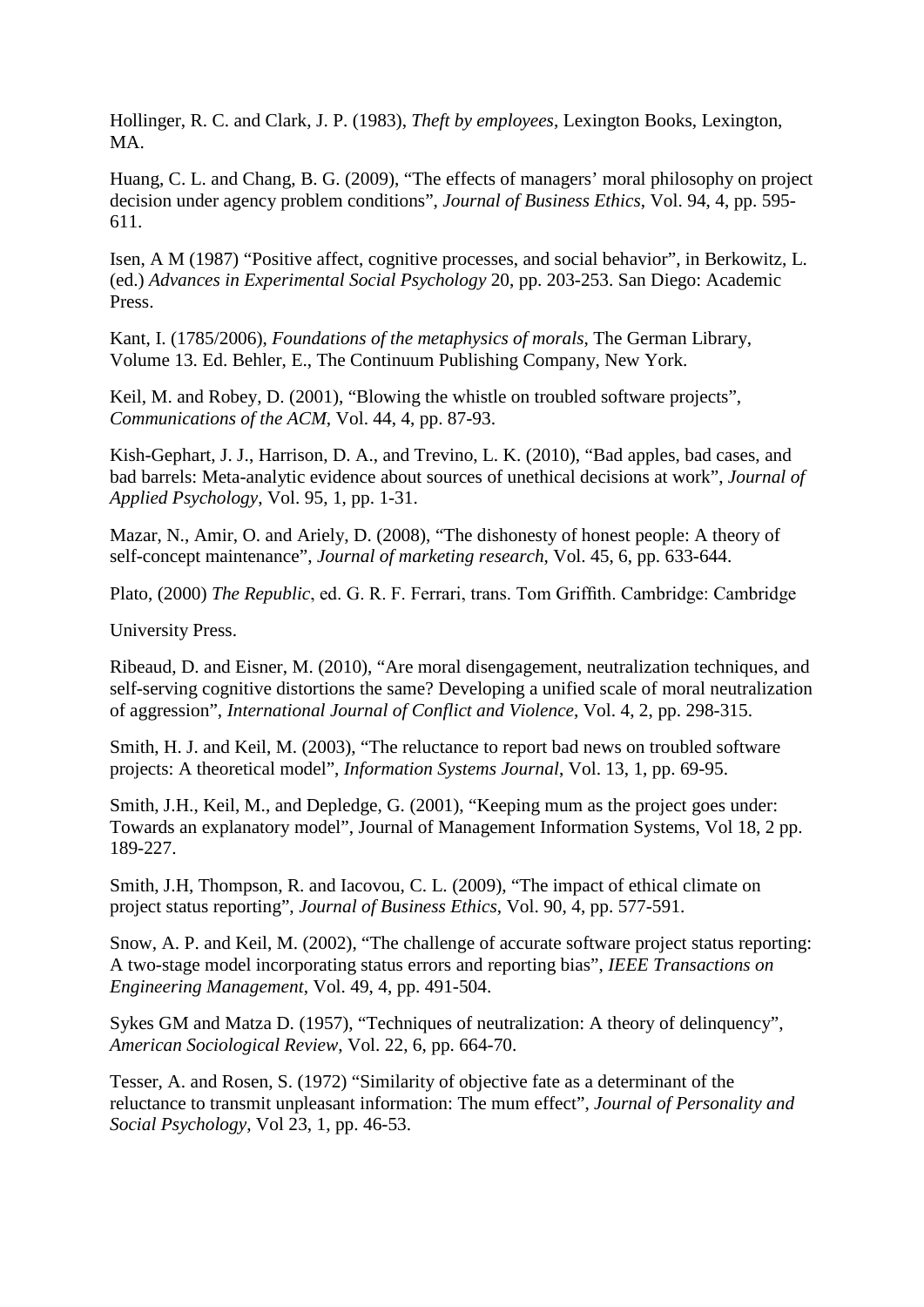Hollinger, R. C. and Clark, J. P. (1983), *Theft by employees*, Lexington Books, Lexington, MA.

Huang, C. L. and Chang, B. G. (2009), "The effects of managers' moral philosophy on project decision under agency problem conditions", *Journal of Business Ethics*, Vol. 94, 4, pp. 595-611.

Isen, A M (1987) "Positive affect, cognitive processes, and social behavior", in Berkowitz, L. (ed.) *Advances in Experimental Social Psychology* 20, pp. 203-253. San Diego: Academic Press.

Kant, I. (1785/2006), *Foundations of the metaphysics of morals*, The German Library, Volume 13. Ed. Behler, E., The Continuum Publishing Company, New York.

Keil, M. and Robey, D. (2001), "Blowing the whistle on troubled software projects", *Communications of the ACM*, Vol. 44, 4, pp. 87-93.

Kish-Gephart, J. J., Harrison, D. A., and Trevino, L. K. (2010), "Bad apples, bad cases, and bad barrels: Meta-analytic evidence about sources of unethical decisions at work", *Journal of Applied Psychology*, Vol. 95, 1, pp. 1-31.

Mazar, N., Amir, O. and Ariely, D. (2008), "The dishonesty of honest people: A theory of self-concept maintenance", *Journal of marketing research*, Vol. 45, 6, pp. 633-644.

Plato, (2000) *The Republic*, ed. G. R. F. Ferrari, trans. Tom Griffith. Cambridge: Cambridge

University Press.

Ribeaud, D. and Eisner, M. (2010), "Are moral disengagement, neutralization techniques, and self-serving cognitive distortions the same? Developing a unified scale of moral neutralization of aggression", *International Journal of Conflict and Violence*, Vol. 4, 2, pp. 298-315.

Smith, H. J. and Keil, M. (2003), "The reluctance to report bad news on troubled software projects: A theoretical model", *Information Systems Journal*, Vol. 13, 1, pp. 69-95.

Smith, J.H., Keil, M., and Depledge, G. (2001), "Keeping mum as the project goes under: Towards an explanatory model", Journal of Management Information Systems, Vol 18, 2 pp. 189-227.

Smith, J.H, Thompson, R. and Iacovou, C. L. (2009), "The impact of ethical climate on project status reporting", *Journal of Business Ethics*, Vol. 90, 4, pp. 577-591.

Snow, A. P. and Keil, M. (2002), "The challenge of accurate software project status reporting: A two-stage model incorporating status errors and reporting bias", *IEEE Transactions on Engineering Management*, Vol. 49, 4, pp. 491-504.

Sykes GM and Matza D. (1957), "Techniques of neutralization: A theory of delinquency", *American Sociological Review*, Vol. 22, 6, pp. 664-70.

Tesser, A. and Rosen, S. (1972) "Similarity of objective fate as a determinant of the reluctance to transmit unpleasant information: The mum effect", *Journal of Personality and Social Psychology*, Vol 23, 1, pp. 46-53.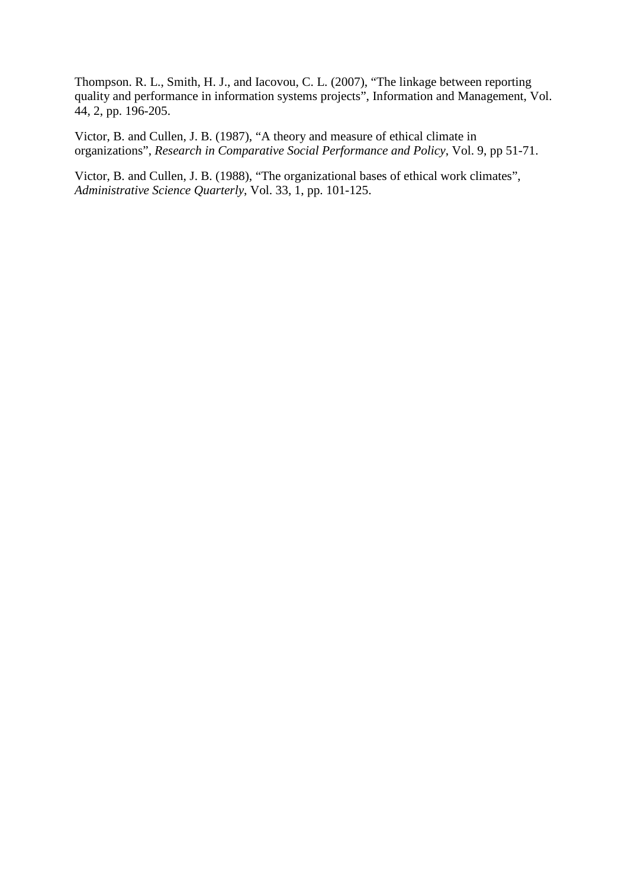Thompson. R. L., Smith, H. J., and Iacovou, C. L. (2007), "The linkage between reporting quality and performance in information systems projects", Information and Management, Vol. 44, 2, pp. 196-205.

Victor, B. and Cullen, J. B. (1987), "A theory and measure of ethical climate in organizations", *Research in Comparative Social Performance and Policy*, Vol. 9, pp 51-71.

Victor, B. and Cullen, J. B. (1988), "The organizational bases of ethical work climates", *Administrative Science Quarterly*, Vol. 33, 1, pp. 101-125.